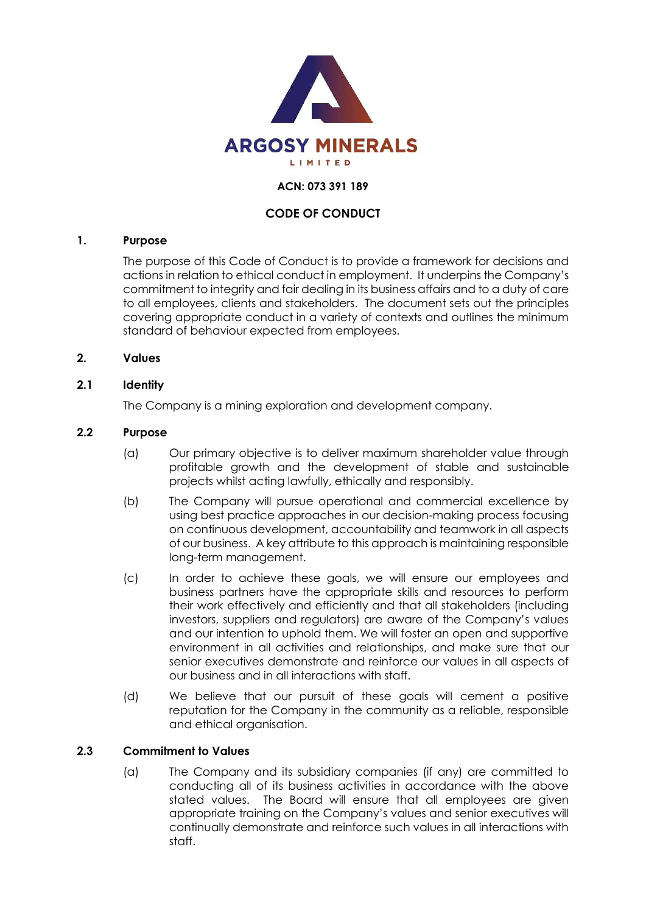**ARGOSY MINERALS**

**LIMITED**

**ACN: 073 391 189**

# CODE OF CONDUCT

## 1. Purpose

The purpose of this Code of Conduct is to provide a framework for decisions and actions in relation to ethical conduct in employment. It underpins the Company's commitment to integrity and fair dealing in its business affairs and to a duty of care to all employees, clients and stakeholders. The document sets out the principles covering appropriate conduct in a variety of contexts and outlines the minimum standard of behaviour expected from employees.

## 2. Values

### 2.1 Identity

The Company is a mining exploration and development company.

### 2.2 Purpose

(a) Our primary objective is to deliver maximum shareholder value through profitable growth and the development of stable and sustainable projects whilst acting lawfully, ethically and responsibly.

(b) The Company will pursue operational and commercial excellence by using best practice approaches in our decision-making process focusing on continuous development, accountability and teamwork in all aspects of our business. A key attribute to this approach is maintaining responsible long-term management.

(c) In order to achieve these goals, we will ensure our employees and business partners have the appropriate skills and resources to perform their work effectively and efficiently and that all stakeholders (including investors, suppliers and regulators) are aware of the Company's values and our intention to uphold them. We will foster an open and supportive environment in all activities and relationships, and make sure that our senior executives demonstrate and reinforce our values in all aspects of our business and in all interactions with staff.

(d) We believe that our pursuit of these goals will cement a positive reputation for the Company in the community as a reliable, responsible and ethical organisation.

### 2.3 Commitment to Values

(a) The Company and its subsidiary companies (if any) are committed to conducting all of its business activities in accordance with the above stated values. The Board will ensure that all employees are given appropriate training on the Company's values and senior executives will continually demonstrate and reinforce such values in all interactions with staff.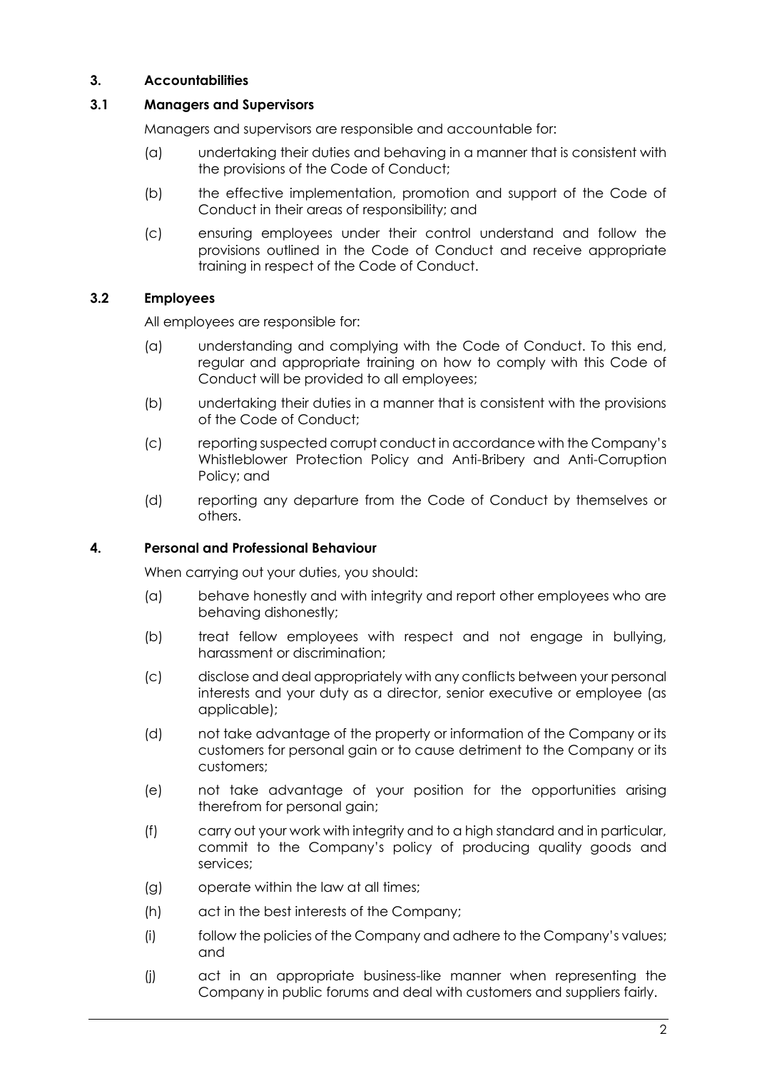## 3. Accountabilities

### 3.1 Managers and Supervisors

Managers and supervisors are responsible and accountable for:

(a) undertaking their duties and behaving in a manner that is consistent with the provisions of the Code of Conduct;

(b) the effective implementation, promotion and support of the Code of Conduct in their areas of responsibility; and

(c) ensuring employees under their control understand and follow the provisions outlined in the Code of Conduct and receive appropriate training in respect of the Code of Conduct.

### 3.2 Employees

All employees are responsible for:

(a) understanding and complying with the Code of Conduct. To this end, regular and appropriate training on how to comply with this Code of Conduct will be provided to all employees;

(b) undertaking their duties in a manner that is consistent with the provisions of the Code of Conduct;

(c) reporting suspected corrupt conduct in accordance with the Company's Whistleblower Protection Policy and Anti-Bribery and Anti-Corruption Policy; and

(d) reporting any departure from the Code of Conduct by themselves or others.

## 4. Personal and Professional Behaviour

When carrying out your duties, you should:

(a) behave honestly and with integrity and report other employees who are behaving dishonestly;

(b) treat fellow employees with respect and not engage in bullying, harassment or discrimination;

(c) disclose and deal appropriately with any conflicts between your personal interests and your duty as a director, senior executive or employee (as applicable);

(d) not take advantage of the property or information of the Company or its customers for personal gain or to cause detriment to the Company or its customers;

(e) not take advantage of your position for the opportunities arising therefrom for personal gain;

(f) carry out your work with integrity and to a high standard and in particular, commit to the Company's policy of producing quality goods and services;

(g) operate within the law at all times;

(h) act in the best interests of the Company;

(i) follow the policies of the Company and adhere to the Company's values; and

(j) act in an appropriate business-like manner when representing the Company in public forums and deal with customers and suppliers fairly.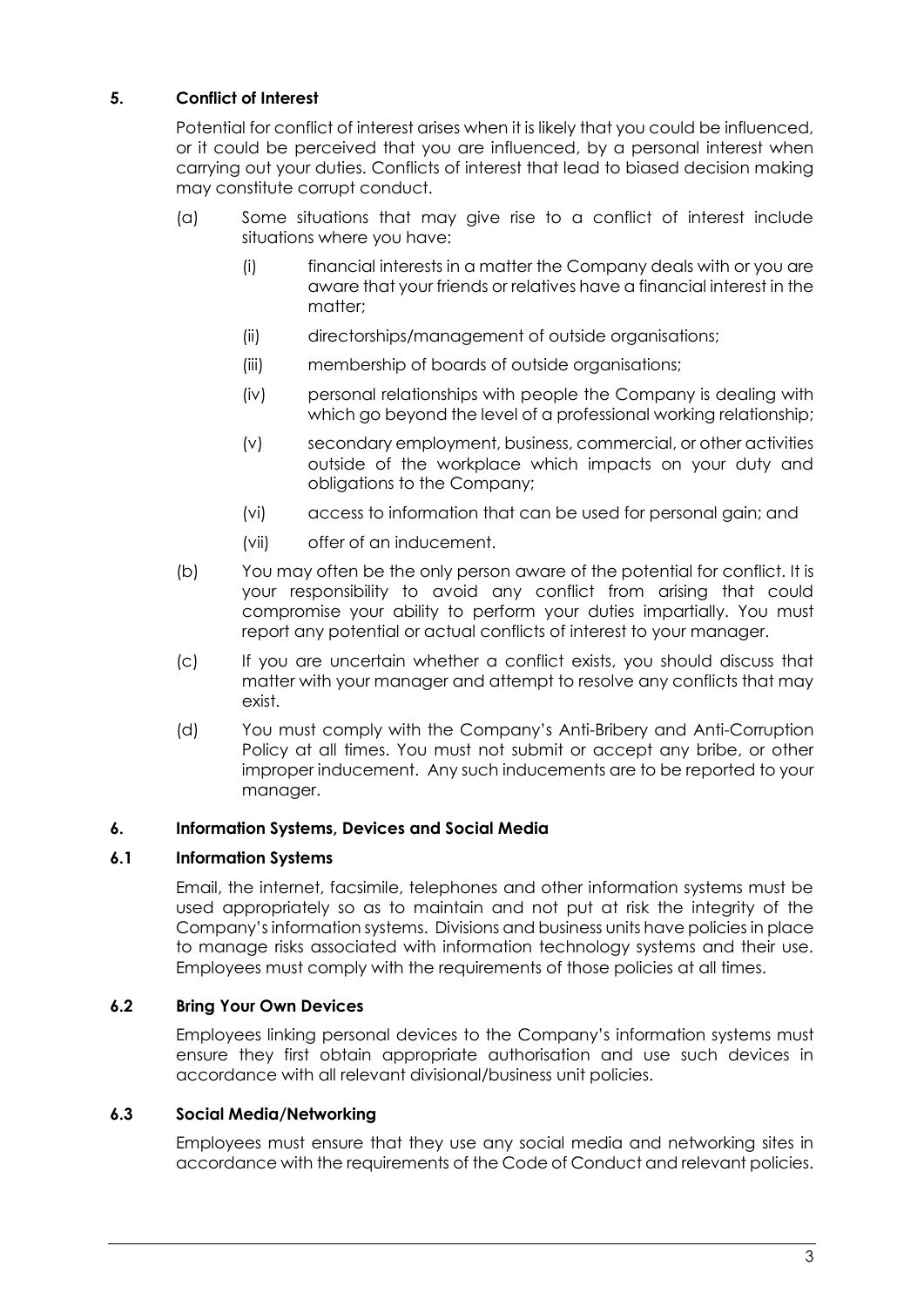## 5. Conflict of Interest

Potential for conflict of interest arises when it is likely that you could be influenced, or it could be perceived that you are influenced, by a personal interest when carrying out your duties. Conflicts of interest that lead to biased decision making may constitute corrupt conduct.

(a) Some situations that may give rise to a conflict of interest include situations where you have:

(i) financial interests in a matter the Company deals with or you are aware that your friends or relatives have a financial interest in the matter;

(ii) directorships/management of outside organisations;

(iii) membership of boards of outside organisations;

(iv) personal relationships with people the Company is dealing with which go beyond the level of a professional working relationship;

(v) secondary employment, business, commercial, or other activities outside of the workplace which impacts on your duty and obligations to the Company;

(vi) access to information that can be used for personal gain; and

(vii) offer of an inducement.

(b) You may often be the only person aware of the potential for conflict. It is your responsibility to avoid any conflict from arising that could compromise your ability to perform your duties impartially. You must report any potential or actual conflicts of interest to your manager.

(c) If you are uncertain whether a conflict exists, you should discuss that matter with your manager and attempt to resolve any conflicts that may exist.

(d) You must comply with the Company's Anti-Bribery and Anti-Corruption Policy at all times. You must not submit or accept any bribe, or other improper inducement. Any such inducements are to be reported to your manager.

## 6. Information Systems, Devices and Social Media

### 6.1 Information Systems

Email, the internet, facsimile, telephones and other information systems must be used appropriately so as to maintain and not put at risk the integrity of the Company's information systems. Divisions and business units have policies in place to manage risks associated with information technology systems and their use. Employees must comply with the requirements of those policies at all times.

### 6.2 Bring Your Own Devices

Employees linking personal devices to the Company's information systems must ensure they first obtain appropriate authorisation and use such devices in accordance with all relevant divisional/business unit policies.

### 6.3 Social Media/Networking

Employees must ensure that they use any social media and networking sites in accordance with the requirements of the Code of Conduct and relevant policies.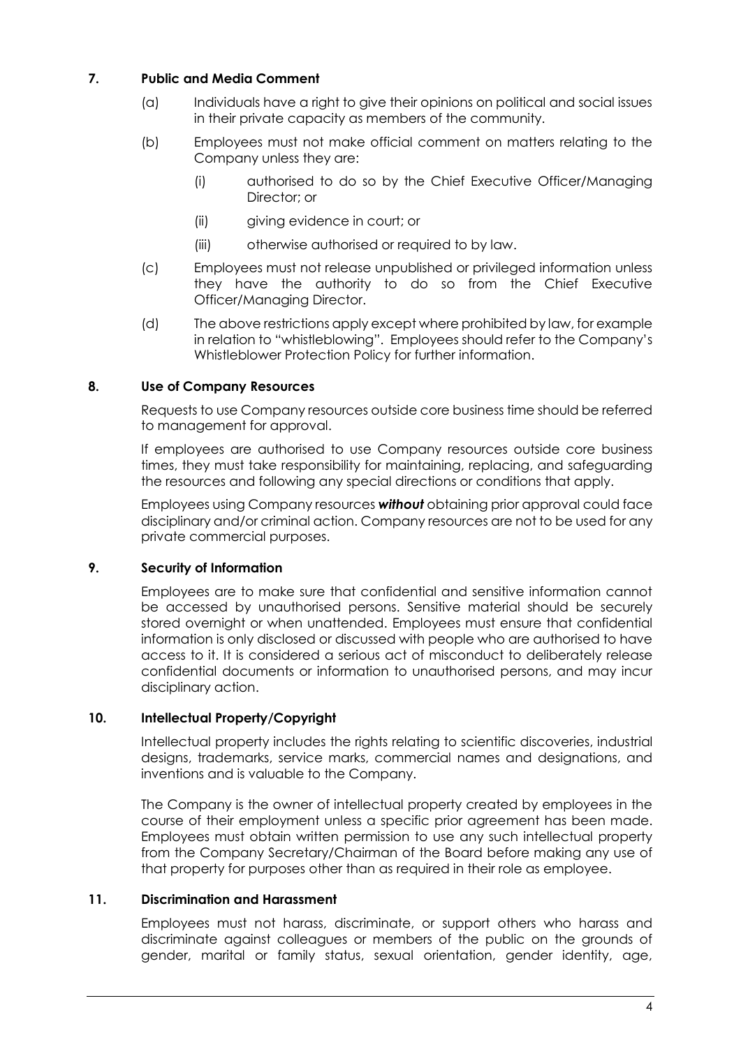## 7. Public and Media Comment

(a) Individuals have a right to give their opinions on political and social issues in their private capacity as members of the community.

(b) Employees must not make official comment on matters relating to the Company unless they are:

   (i) authorised to do so by the Chief Executive Officer/Managing Director; or

   (ii) giving evidence in court; or

   (iii) otherwise authorised or required to by law.

(c) Employees must not release unpublished or privileged information unless they have the authority to do so from the Chief Executive Officer/Managing Director.

(d) The above restrictions apply except where prohibited by law, for example in relation to "whistleblowing". Employees should refer to the Company's Whistleblower Protection Policy for further information.

## 8. Use of Company Resources

Requests to use Company resources outside core business time should be referred to management for approval.

If employees are authorised to use Company resources outside core business times, they must take responsibility for maintaining, replacing, and safeguarding the resources and following any special directions or conditions that apply.

Employees using Company resources ***without*** obtaining prior approval could face disciplinary and/or criminal action. Company resources are not to be used for any private commercial purposes.

## 9. Security of Information

Employees are to make sure that confidential and sensitive information cannot be accessed by unauthorised persons. Sensitive material should be securely stored overnight or when unattended. Employees must ensure that confidential information is only disclosed or discussed with people who are authorised to have access to it. It is considered a serious act of misconduct to deliberately release confidential documents or information to unauthorised persons, and may incur disciplinary action.

## 10. Intellectual Property/Copyright

Intellectual property includes the rights relating to scientific discoveries, industrial designs, trademarks, service marks, commercial names and designations, and inventions and is valuable to the Company.

The Company is the owner of intellectual property created by employees in the course of their employment unless a specific prior agreement has been made. Employees must obtain written permission to use any such intellectual property from the Company Secretary/Chairman of the Board before making any use of that property for purposes other than as required in their role as employee.

## 11. Discrimination and Harassment

Employees must not harass, discriminate, or support others who harass and discriminate against colleagues or members of the public on the grounds of gender, marital or family status, sexual orientation, gender identity, age,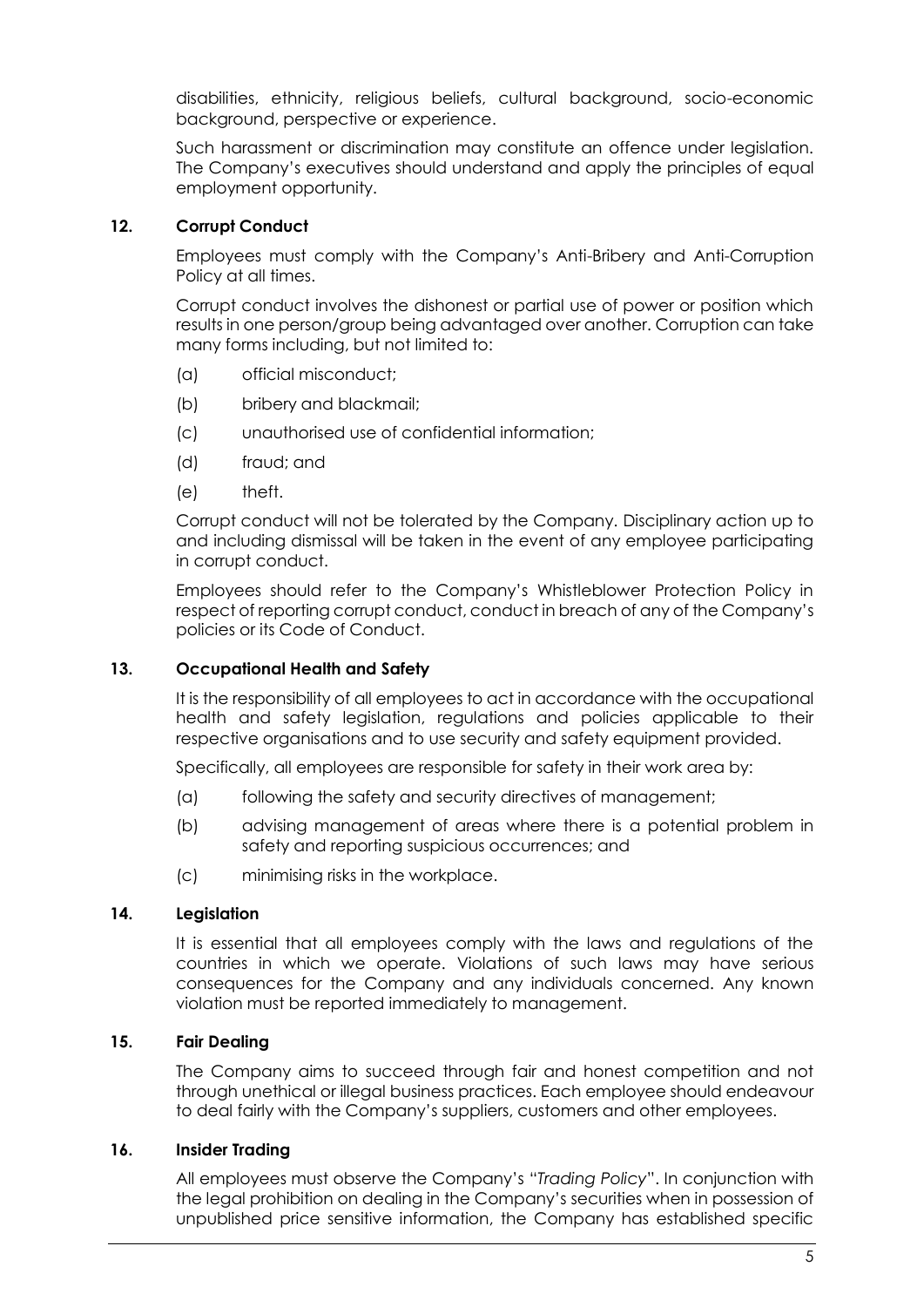disabilities, ethnicity, religious beliefs, cultural background, socio-economic background, perspective or experience.

Such harassment or discrimination may constitute an offence under legislation. The Company's executives should understand and apply the principles of equal employment opportunity.

## 12. Corrupt Conduct

Employees must comply with the Company's Anti-Bribery and Anti-Corruption Policy at all times.

Corrupt conduct involves the dishonest or partial use of power or position which results in one person/group being advantaged over another. Corruption can take many forms including, but not limited to:

(a) official misconduct;

(b) bribery and blackmail;

(c) unauthorised use of confidential information;

(d) fraud; and

(e) theft.

Corrupt conduct will not be tolerated by the Company. Disciplinary action up to and including dismissal will be taken in the event of any employee participating in corrupt conduct.

Employees should refer to the Company's Whistleblower Protection Policy in respect of reporting corrupt conduct, conduct in breach of any of the Company's policies or its Code of Conduct.

## 13. Occupational Health and Safety

It is the responsibility of all employees to act in accordance with the occupational health and safety legislation, regulations and policies applicable to their respective organisations and to use security and safety equipment provided.

Specifically, all employees are responsible for safety in their work area by:

(a) following the safety and security directives of management;

(b) advising management of areas where there is a potential problem in safety and reporting suspicious occurrences; and

(c) minimising risks in the workplace.

## 14. Legislation

It is essential that all employees comply with the laws and regulations of the countries in which we operate. Violations of such laws may have serious consequences for the Company and any individuals concerned. Any known violation must be reported immediately to management.

## 15. Fair Dealing

The Company aims to succeed through fair and honest competition and not through unethical or illegal business practices. Each employee should endeavour to deal fairly with the Company's suppliers, customers and other employees.

## 16. Insider Trading

All employees must observe the Company's "*Trading Policy*". In conjunction with the legal prohibition on dealing in the Company's securities when in possession of unpublished price sensitive information, the Company has established specific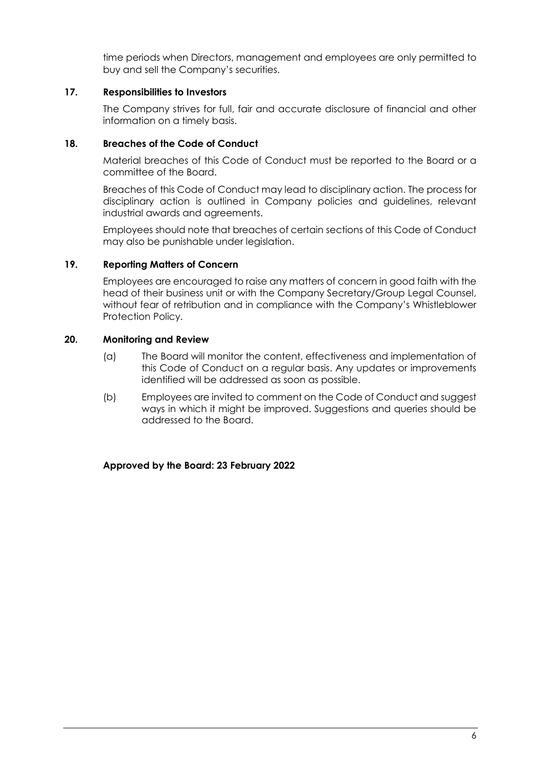time periods when Directors, management and employees are only permitted to buy and sell the Company's securities.

## 17. Responsibilities to Investors

The Company strives for full, fair and accurate disclosure of financial and other information on a timely basis.

## 18. Breaches of the Code of Conduct

Material breaches of this Code of Conduct must be reported to the Board or a committee of the Board.

Breaches of this Code of Conduct may lead to disciplinary action. The process for disciplinary action is outlined in Company policies and guidelines, relevant industrial awards and agreements.

Employees should note that breaches of certain sections of this Code of Conduct may also be punishable under legislation.

## 19. Reporting Matters of Concern

Employees are encouraged to raise any matters of concern in good faith with the head of their business unit or with the Company Secretary/Group Legal Counsel, without fear of retribution and in compliance with the Company's Whistleblower Protection Policy.

## 20. Monitoring and Review

(a) The Board will monitor the content, effectiveness and implementation of this Code of Conduct on a regular basis. Any updates or improvements identified will be addressed as soon as possible.

(b) Employees are invited to comment on the Code of Conduct and suggest ways in which it might be improved. Suggestions and queries should be addressed to the Board.

**Approved by the Board: 23 February 2022**